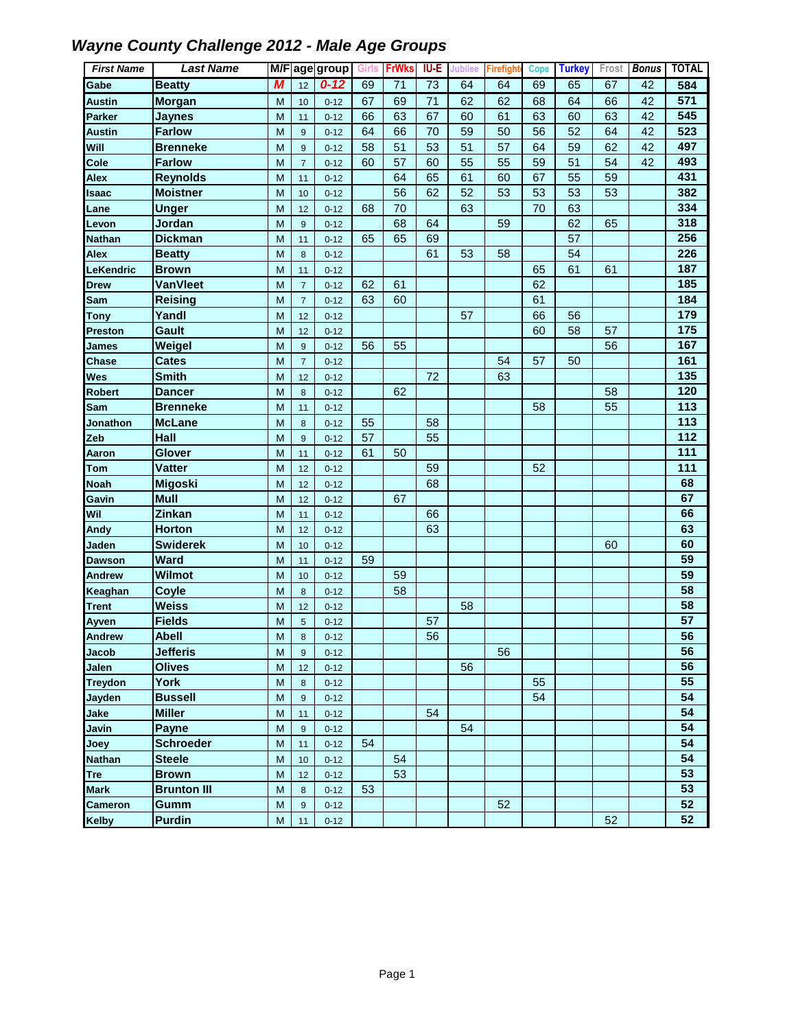# *Wayne County Challenge 2012 - Male Age Groups*

| First Name | Last Name | M/F | age | group | Girls | FrWks | IU-E | Jubilee | Firefighter | Cope | Turkey | Frost | Bonus | TOTAL |
|---|---|---|---|---|---|---|---|---|---|---|---|---|---|---|
| Gabe | Beatty | M | 12 | 0-12 | 69 | 71 | 73 | 64 | 64 | 69 | 65 | 67 | 42 | 584 |
| Austin | Morgan | M | 10 | 0-12 | 67 | 69 | 71 | 62 | 62 | 68 | 64 | 66 | 42 | 571 |
| Parker | Jaynes | M | 11 | 0-12 | 66 | 63 | 67 | 60 | 61 | 63 | 60 | 63 | 42 | 545 |
| Austin | Farlow | M | 9 | 0-12 | 64 | 66 | 70 | 59 | 50 | 56 | 52 | 64 | 42 | 523 |
| Will | Brenneke | M | 9 | 0-12 | 58 | 51 | 53 | 51 | 57 | 64 | 59 | 62 | 42 | 497 |
| Cole | Farlow | M | 7 | 0-12 | 60 | 57 | 60 | 55 | 55 | 59 | 51 | 54 | 42 | 493 |
| Alex | Reynolds | M | 11 | 0-12 | | 64 | 65 | 61 | 60 | 67 | 55 | 59 | | 431 |
| Isaac | Moistner | M | 10 | 0-12 | | 56 | 62 | 52 | 53 | 53 | 53 | 53 | | 382 |
| Lane | Unger | M | 12 | 0-12 | 68 | 70 | | 63 | | 70 | 63 | | | 334 |
| Levon | Jordan | M | 9 | 0-12 | | 68 | 64 | | 59 | | 62 | 65 | | 318 |
| Nathan | Dickman | M | 11 | 0-12 | 65 | 65 | 69 | | | | 57 | | | 256 |
| Alex | Beatty | M | 8 | 0-12 | | | 61 | 53 | 58 | | 54 | | | 226 |
| LeKendric | Brown | M | 11 | 0-12 | | | | | | 65 | 61 | 61 | | 187 |
| Drew | VanVleet | M | 7 | 0-12 | 62 | 61 | | | | 62 | | | | 185 |
| Sam | Reising | M | 7 | 0-12 | 63 | 60 | | | | 61 | | | | 184 |
| Tony | Yandl | M | 12 | 0-12 | | | | 57 | | 66 | 56 | | | 179 |
| Preston | Gault | M | 12 | 0-12 | | | | | | 60 | 58 | 57 | | 175 |
| James | Weigel | M | 9 | 0-12 | 56 | 55 | | | | | | 56 | | 167 |
| Chase | Cates | M | 7 | 0-12 | | | | | 54 | 57 | 50 | | | 161 |
| Wes | Smith | M | 12 | 0-12 | | | 72 | | 63 | | | | | 135 |
| Robert | Dancer | M | 8 | 0-12 | | 62 | | | | | | 58 | | 120 |
| Sam | Brenneke | M | 11 | 0-12 | | | | | | 58 | | 55 | | 113 |
| Jonathon | McLane | M | 8 | 0-12 | 55 | | 58 | | | | | | | 113 |
| Zeb | Hall | M | 9 | 0-12 | 57 | | 55 | | | | | | | 112 |
| Aaron | Glover | M | 11 | 0-12 | 61 | 50 | | | | | | | | 111 |
| Tom | Vatter | M | 12 | 0-12 | | | 59 | | | 52 | | | | 111 |
| Noah | Migoski | M | 12 | 0-12 | | | 68 | | | | | | | 68 |
| Gavin | Mull | M | 12 | 0-12 | | 67 | | | | | | | | 67 |
| Wil | Zinkan | M | 11 | 0-12 | | | 66 | | | | | | | 66 |
| Andy | Horton | M | 12 | 0-12 | | | 63 | | | | | | | 63 |
| Jaden | Swiderek | M | 10 | 0-12 | | | | | | | | 60 | | 60 |
| Dawson | Ward | M | 11 | 0-12 | 59 | | | | | | | | | 59 |
| Andrew | Wilmot | M | 10 | 0-12 | | 59 | | | | | | | | 59 |
| Keaghan | Coyle | M | 8 | 0-12 | | 58 | | | | | | | | 58 |
| Trent | Weiss | M | 12 | 0-12 | | | | 58 | | | | | | 58 |
| Ayven | Fields | M | 5 | 0-12 | | | 57 | | | | | | | 57 |
| Andrew | Abell | M | 8 | 0-12 | | | 56 | | | | | | | 56 |
| Jacob | Jefferis | M | 9 | 0-12 | | | | | 56 | | | | | 56 |
| Jalen | Olives | M | 12 | 0-12 | | | | 56 | | | | | | 56 |
| Treydon | York | M | 8 | 0-12 | | | | | | 55 | | | | 55 |
| Jayden | Bussell | M | 9 | 0-12 | | | | | | 54 | | | | 54 |
| Jake | Miller | M | 11 | 0-12 | | | 54 | | | | | | | 54 |
| Javin | Payne | M | 9 | 0-12 | | | | 54 | | | | | | 54 |
| Joey | Schroeder | M | 11 | 0-12 | 54 | | | | | | | | | 54 |
| Nathan | Steele | M | 10 | 0-12 | | 54 | | | | | | | | 54 |
| Tre | Brown | M | 12 | 0-12 | | 53 | | | | | | | | 53 |
| Mark | Brunton III | M | 8 | 0-12 | 53 | | | | | | | | | 53 |
| Cameron | Gumm | M | 9 | 0-12 | | | | | 52 | | | | | 52 |
| Kelby | Purdin | M | 11 | 0-12 | | | | | | | | 52 | | 52 |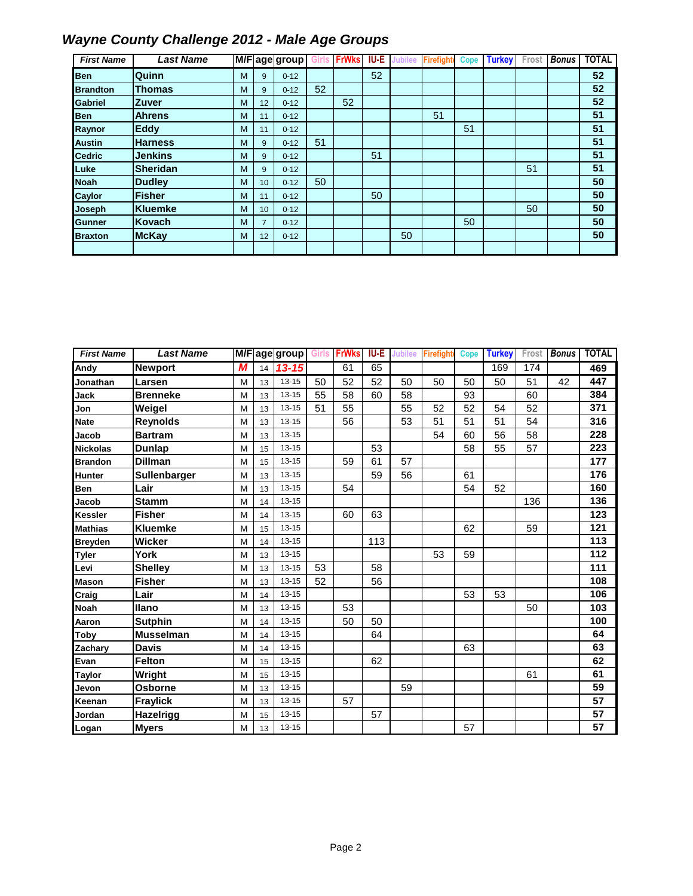## *Wayne County Challenge 2012 - Male Age Groups*

| First Name | Last Name | M/F | age | group | Girls | FrWks | IU-E | Jubilee | Firefight | Cope | Turkey | Frost | Bonus | TOTAL |
|---|---|---|---|---|---|---|---|---|---|---|---|---|---|---|
| Ben | Quinn | M | 9 | 0-12 | | | 52 | | | | | | | 52 |
| Brandton | Thomas | M | 9 | 0-12 | 52 | | | | | | | | | 52 |
| Gabriel | Zuver | M | 12 | 0-12 | | 52 | | | | | | | | 52 |
| Ben | Ahrens | M | 11 | 0-12 | | | | | 51 | | | | | 51 |
| Raynor | Eddy | M | 11 | 0-12 | | | | | | 51 | | | | 51 |
| Austin | Harness | M | 9 | 0-12 | 51 | | | | | | | | | 51 |
| Cedric | Jenkins | M | 9 | 0-12 | | | 51 | | | | | | | 51 |
| Luke | Sheridan | M | 9 | 0-12 | | | | | | | | 51 | | 51 |
| Noah | Dudley | M | 10 | 0-12 | 50 | | | | | | | | | 50 |
| Caylor | Fisher | M | 11 | 0-12 | | | 50 | | | | | | | 50 |
| Joseph | Kluemke | M | 10 | 0-12 | | | | | | | | 50 | | 50 |
| Gunner | Kovach | M | 7 | 0-12 | | | | | | 50 | | | | 50 |
| Braxton | McKay | M | 12 | 0-12 | | | | 50 | | | | | | 50 |
| | | | | | | | | | | | | | | |

| First Name | Last Name | M/F | age | group | Girls | FrWks | IU-E | Jubilee | Firefight | Cope | Turkey | Frost | Bonus | TOTAL |
|---|---|---|---|---|---|---|---|---|---|---|---|---|---|---|
| Andy | Newport | *M* | 14 | *13-15* | | 61 | 65 | | | | 169 | 174 | | 469 |
| Jonathan | Larsen | M | 13 | 13-15 | 50 | 52 | 52 | 50 | 50 | 50 | 50 | 51 | 42 | 447 |
| Jack | Brenneke | M | 13 | 13-15 | 55 | 58 | 60 | 58 | | 93 | | 60 | | 384 |
| Jon | Weigel | M | 13 | 13-15 | 51 | 55 | | 55 | 52 | 52 | 54 | 52 | | 371 |
| Nate | Reynolds | M | 13 | 13-15 | | 56 | | 53 | 51 | 51 | 51 | 54 | | 316 |
| Jacob | Bartram | M | 13 | 13-15 | | | | | 54 | 60 | 56 | 58 | | 228 |
| Nickolas | Dunlap | M | 15 | 13-15 | | | 53 | | | 58 | 55 | 57 | | 223 |
| Brandon | Dillman | M | 15 | 13-15 | | 59 | 61 | 57 | | | | | | 177 |
| Hunter | Sullenbarger | M | 13 | 13-15 | | | 59 | 56 | | 61 | | | | 176 |
| Ben | Lair | M | 13 | 13-15 | | 54 | | | | 54 | 52 | | | 160 |
| Jacob | Stamm | M | 14 | 13-15 | | | | | | | | 136 | | 136 |
| Kessler | Fisher | M | 14 | 13-15 | | 60 | 63 | | | | | | | 123 |
| Mathias | Kluemke | M | 15 | 13-15 | | | | | | 62 | | 59 | | 121 |
| Breyden | Wicker | M | 14 | 13-15 | | | 113 | | | | | | | 113 |
| Tyler | York | M | 13 | 13-15 | | | | | 53 | 59 | | | | 112 |
| Levi | Shelley | M | 13 | 13-15 | 53 | | 58 | | | | | | | 111 |
| Mason | Fisher | M | 13 | 13-15 | 52 | | 56 | | | | | | | 108 |
| Craig | Lair | M | 14 | 13-15 | | | | | | 53 | 53 | | | 106 |
| Noah | Ilano | M | 13 | 13-15 | | 53 | | | | | | 50 | | 103 |
| Aaron | Sutphin | M | 14 | 13-15 | | 50 | 50 | | | | | | | 100 |
| Toby | Musselman | M | 14 | 13-15 | | | 64 | | | | | | | 64 |
| Zachary | Davis | M | 14 | 13-15 | | | | | | 63 | | | | 63 |
| Evan | Felton | M | 15 | 13-15 | | | 62 | | | | | | | 62 |
| Taylor | Wright | M | 15 | 13-15 | | | | | | | | 61 | | 61 |
| Jevon | Osborne | M | 13 | 13-15 | | | | 59 | | | | | | 59 |
| Keenan | Fraylick | M | 13 | 13-15 | | 57 | | | | | | | | 57 |
| Jordan | Hazelrigg | M | 15 | 13-15 | | | 57 | | | | | | | 57 |
| Logan | Myers | M | 13 | 13-15 | | | | | | 57 | | | | 57 |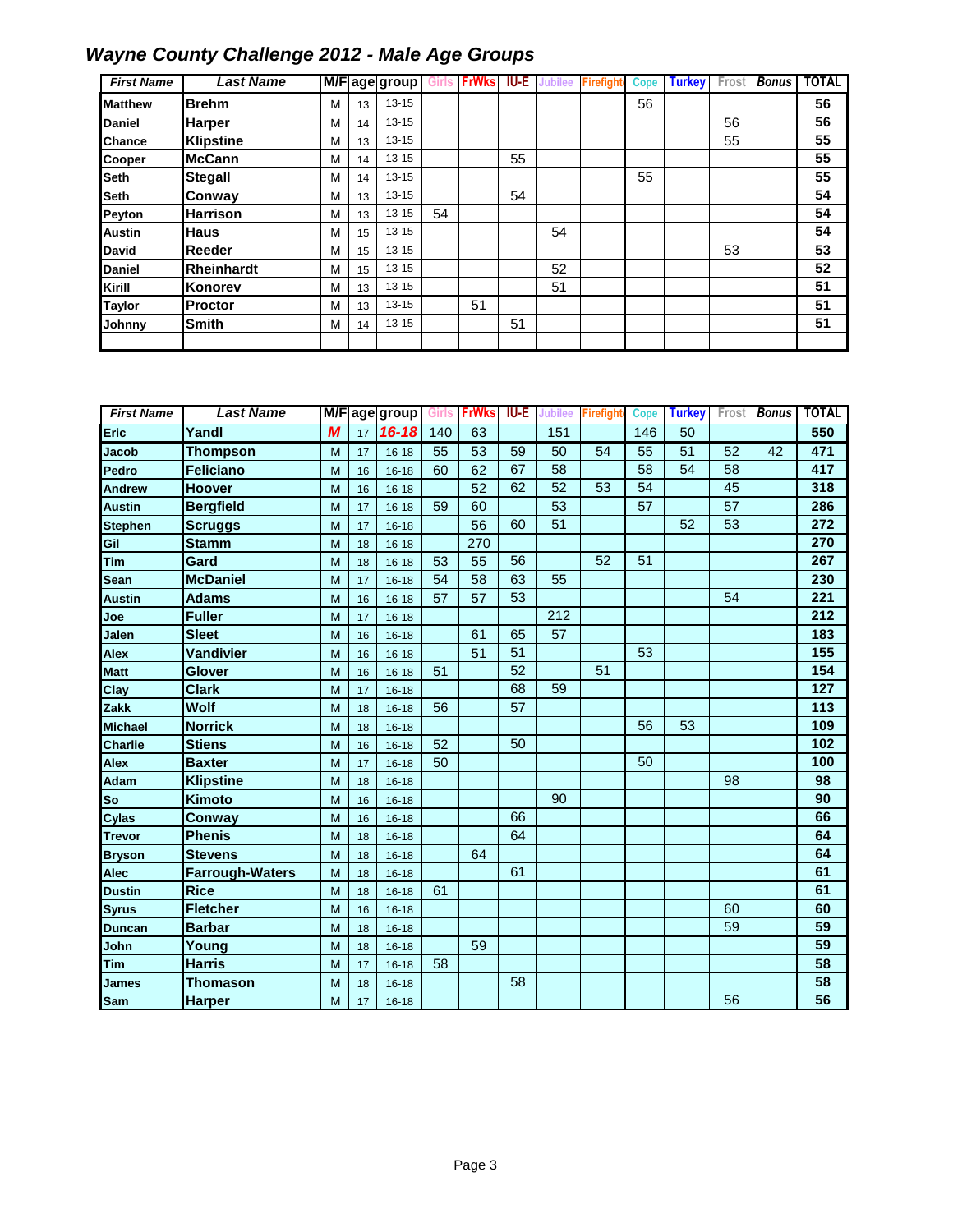## *Wayne County Challenge 2012 - Male Age Groups*

| First Name | Last Name | M/F | age | group | Girls | FrWks | IU-E | Jubilee | Firefight | Cope | Turkey | Frost | Bonus | TOTAL |
|---|---|---|---|---|---|---|---|---|---|---|---|---|---|---|
| Matthew | Brehm | M | 13 | 13-15 | | | | | | 56 | | | | 56 |
| Daniel | Harper | M | 14 | 13-15 | | | | | | | | 56 | | 56 |
| Chance | Klipstine | M | 13 | 13-15 | | | | | | | | 55 | | 55 |
| Cooper | McCann | M | 14 | 13-15 | | | 55 | | | | | | | 55 |
| Seth | Stegall | M | 14 | 13-15 | | | | | | 55 | | | | 55 |
| Seth | Conway | M | 13 | 13-15 | | | 54 | | | | | | | 54 |
| Peyton | Harrison | M | 13 | 13-15 | 54 | | | | | | | | | 54 |
| Austin | Haus | M | 15 | 13-15 | | | | 54 | | | | | | 54 |
| David | Reeder | M | 15 | 13-15 | | | | | | | | 53 | | 53 |
| Daniel | Rheinhardt | M | 15 | 13-15 | | | | 52 | | | | | | 52 |
| Kirill | Konorev | M | 13 | 13-15 | | | | 51 | | | | | | 51 |
| Taylor | Proctor | M | 13 | 13-15 | | 51 | | | | | | | | 51 |
| Johnny | Smith | M | 14 | 13-15 | | | 51 | | | | | | | 51 |
| | | | | | | | | | | | | | | |

| First Name | Last Name | M/F | age | group | Girls | FrWks | IU-E | Jubilee | Firefight | Cope | Turkey | Frost | Bonus | TOTAL |
|---|---|---|---|---|---|---|---|---|---|---|---|---|---|---|
| Eric | Yandl | *M* | 17 | *16-18* | 140 | 63 | | 151 | | 146 | 50 | | | 550 |
| Jacob | Thompson | M | 17 | 16-18 | 55 | 53 | 59 | 50 | 54 | 55 | 51 | 52 | 42 | 471 |
| Pedro | Feliciano | M | 16 | 16-18 | 60 | 62 | 67 | 58 | | 58 | 54 | 58 | | 417 |
| Andrew | Hoover | M | 16 | 16-18 | | 52 | 62 | 52 | 53 | 54 | | 45 | | 318 |
| Austin | Bergfield | M | 17 | 16-18 | 59 | 60 | | 53 | | 57 | | 57 | | 286 |
| Stephen | Scruggs | M | 17 | 16-18 | | 56 | 60 | 51 | | | 52 | 53 | | 272 |
| Gil | Stamm | M | 18 | 16-18 | | 270 | | | | | | | | 270 |
| Tim | Gard | M | 18 | 16-18 | 53 | 55 | 56 | | 52 | 51 | | | | 267 |
| Sean | McDaniel | M | 17 | 16-18 | 54 | 58 | 63 | 55 | | | | | | 230 |
| Austin | Adams | M | 16 | 16-18 | 57 | 57 | 53 | | | | | 54 | | 221 |
| Joe | Fuller | M | 17 | 16-18 | | | | 212 | | | | | | 212 |
| Jalen | Sleet | M | 16 | 16-18 | | 61 | 65 | 57 | | | | | | 183 |
| Alex | Vandivier | M | 16 | 16-18 | | 51 | 51 | | | 53 | | | | 155 |
| Matt | Glover | M | 16 | 16-18 | 51 | | 52 | | 51 | | | | | 154 |
| Clay | Clark | M | 17 | 16-18 | | | 68 | 59 | | | | | | 127 |
| Zakk | Wolf | M | 18 | 16-18 | 56 | | 57 | | | | | | | 113 |
| Michael | Norrick | M | 18 | 16-18 | | | | | | 56 | 53 | | | 109 |
| Charlie | Stiens | M | 16 | 16-18 | 52 | | 50 | | | | | | | 102 |
| Alex | Baxter | M | 17 | 16-18 | 50 | | | | | 50 | | | | 100 |
| Adam | Klipstine | M | 18 | 16-18 | | | | | | | | 98 | | 98 |
| So | Kimoto | M | 16 | 16-18 | | | | 90 | | | | | | 90 |
| Cylas | Conway | M | 16 | 16-18 | | | 66 | | | | | | | 66 |
| Trevor | Phenis | M | 18 | 16-18 | | | 64 | | | | | | | 64 |
| Bryson | Stevens | M | 18 | 16-18 | | 64 | | | | | | | | 64 |
| Alec | Farrough-Waters | M | 18 | 16-18 | | | 61 | | | | | | | 61 |
| Dustin | Rice | M | 18 | 16-18 | 61 | | | | | | | | | 61 |
| Syrus | Fletcher | M | 16 | 16-18 | | | | | | | | 60 | | 60 |
| Duncan | Barbar | M | 18 | 16-18 | | | | | | | | 59 | | 59 |
| John | Young | M | 18 | 16-18 | | 59 | | | | | | | | 59 |
| Tim | Harris | M | 17 | 16-18 | 58 | | | | | | | | | 58 |
| James | Thomason | M | 18 | 16-18 | | | 58 | | | | | | | 58 |
| Sam | Harper | M | 17 | 16-18 | | | | | | | | 56 | | 56 |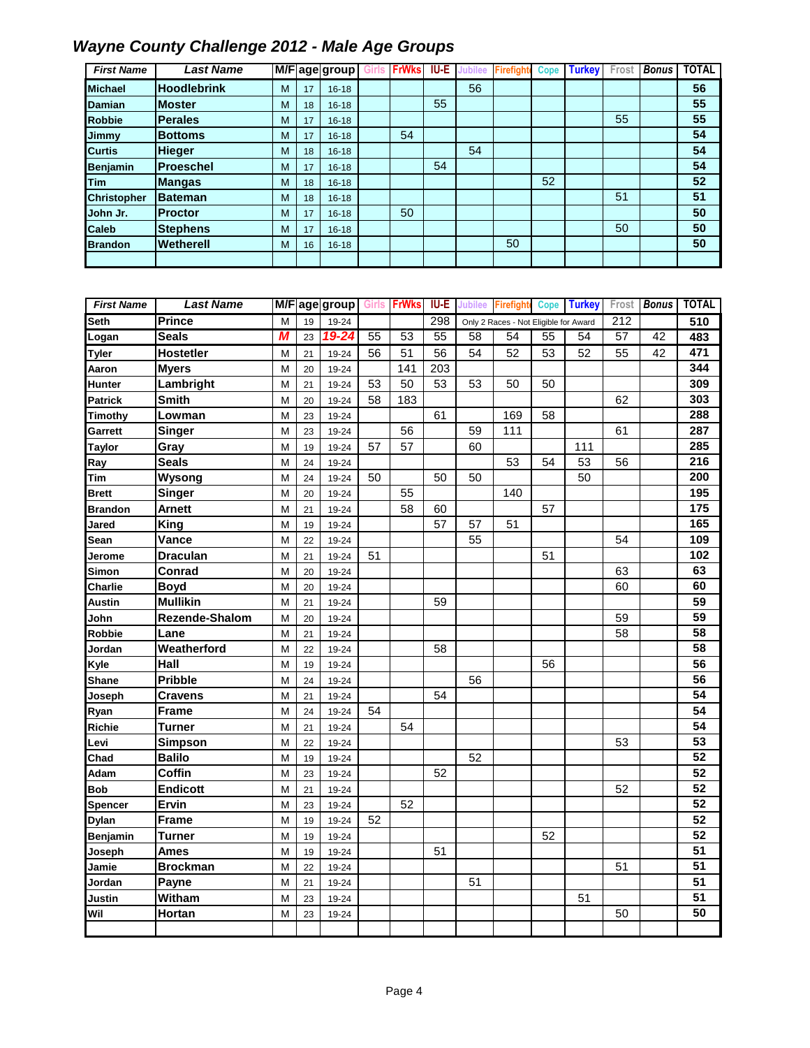## *Wayne County Challenge 2012 - Male Age Groups*

| First Name | Last Name | M/F | age | group | Girls | FrWks | IU-E | Jubilee | Firefight | Cope | Turkey | Frost | Bonus | TOTAL |
|---|---|---|---|---|---|---|---|---|---|---|---|---|---|---|
| Michael | Hoodlebrink | M | 17 | 16-18 | | | | 56 | | | | | | 56 |
| Damian | Moster | M | 18 | 16-18 | | | 55 | | | | | | | 55 |
| Robbie | Perales | M | 17 | 16-18 | | | | | | | | 55 | | 55 |
| Jimmy | Bottoms | M | 17 | 16-18 | | 54 | | | | | | | | 54 |
| Curtis | Hieger | M | 18 | 16-18 | | | | 54 | | | | | | 54 |
| Benjamin | Proeschel | M | 17 | 16-18 | | | 54 | | | | | | | 54 |
| Tim | Mangas | M | 18 | 16-18 | | | | | | 52 | | | | 52 |
| Christopher | Bateman | M | 18 | 16-18 | | | | | | | | 51 | | 51 |
| John Jr. | Proctor | M | 17 | 16-18 | | 50 | | | | | | | | 50 |
| Caleb | Stephens | M | 17 | 16-18 | | | | | | | | 50 | | 50 |
| Brandon | Wetherell | M | 16 | 16-18 | | | | | 50 | | | | | 50 |

| First Name | Last Name | M/F | age | group | Girls | FrWks | IU-E | Jubilee | Firefight | Cope | Turkey | Frost | Bonus | TOTAL |
|---|---|---|---|---|---|---|---|---|---|---|---|---|---|---|
| Seth | Prince | M | 19 | 19-24 | | | 298 | Only 2 Races - Not Eligible for Award | | | | 212 | | 510 |
| Logan | Seals | M | 23 | 19-24 | 55 | 53 | 55 | 58 | 54 | 55 | 54 | 57 | 42 | 483 |
| Tyler | Hostetler | M | 21 | 19-24 | 56 | 51 | 56 | 54 | 52 | 53 | 52 | 55 | 42 | 471 |
| Aaron | Myers | M | 20 | 19-24 | | 141 | 203 | | | | | | | 344 |
| Hunter | Lambright | M | 21 | 19-24 | 53 | 50 | 53 | 53 | 50 | 50 | | | | 309 |
| Patrick | Smith | M | 20 | 19-24 | 58 | 183 | | | | | | 62 | | 303 |
| Timothy | Lowman | M | 23 | 19-24 | | | 61 | | 169 | 58 | | | | 288 |
| Garrett | Singer | M | 23 | 19-24 | | 56 | | 59 | 111 | | | 61 | | 287 |
| Taylor | Gray | M | 19 | 19-24 | 57 | 57 | | 60 | | | 111 | | | 285 |
| Ray | Seals | M | 24 | 19-24 | | | | | 53 | 54 | 53 | 56 | | 216 |
| Tim | Wysong | M | 24 | 19-24 | 50 | | 50 | 50 | | | 50 | | | 200 |
| Brett | Singer | M | 20 | 19-24 | | 55 | | | 140 | | | | | 195 |
| Brandon | Arnett | M | 21 | 19-24 | | 58 | 60 | | | 57 | | | | 175 |
| Jared | King | M | 19 | 19-24 | | | 57 | 57 | 51 | | | | | 165 |
| Sean | Vance | M | 22 | 19-24 | | | | 55 | | | | 54 | | 109 |
| Jerome | Draculan | M | 21 | 19-24 | 51 | | | | | 51 | | | | 102 |
| Simon | Conrad | M | 20 | 19-24 | | | | | | | | 63 | | 63 |
| Charlie | Boyd | M | 20 | 19-24 | | | | | | | | 60 | | 60 |
| Austin | Mullikin | M | 21 | 19-24 | | | 59 | | | | | | | 59 |
| John | Rezende-Shalom | M | 20 | 19-24 | | | | | | | | 59 | | 59 |
| Robbie | Lane | M | 21 | 19-24 | | | | | | | | 58 | | 58 |
| Jordan | Weatherford | M | 22 | 19-24 | | | 58 | | | | | | | 58 |
| Kyle | Hall | M | 19 | 19-24 | | | | | | 56 | | | | 56 |
| Shane | Pribble | M | 24 | 19-24 | | | | 56 | | | | | | 56 |
| Joseph | Cravens | M | 21 | 19-24 | | | 54 | | | | | | | 54 |
| Ryan | Frame | M | 24 | 19-24 | 54 | | | | | | | | | 54 |
| Richie | Turner | M | 21 | 19-24 | | 54 | | | | | | | | 54 |
| Levi | Simpson | M | 22 | 19-24 | | | | | | | | 53 | | 53 |
| Chad | Balilo | M | 19 | 19-24 | | | | 52 | | | | | | 52 |
| Adam | Coffin | M | 23 | 19-24 | | | 52 | | | | | | | 52 |
| Bob | Endicott | M | 21 | 19-24 | | | | | | | | 52 | | 52 |
| Spencer | Ervin | M | 23 | 19-24 | | 52 | | | | | | | | 52 |
| Dylan | Frame | M | 19 | 19-24 | 52 | | | | | | | | | 52 |
| Benjamin | Turner | M | 19 | 19-24 | | | | | | 52 | | | | 52 |
| Joseph | Ames | M | 19 | 19-24 | | | 51 | | | | | | | 51 |
| Jamie | Brockman | M | 22 | 19-24 | | | | | | | | 51 | | 51 |
| Jordan | Payne | M | 21 | 19-24 | | | | 51 | | | | | | 51 |
| Justin | Witham | M | 23 | 19-24 | | | | | | | 51 | | | 51 |
| Wil | Hortan | M | 23 | 19-24 | | | | | | | | 50 | | 50 |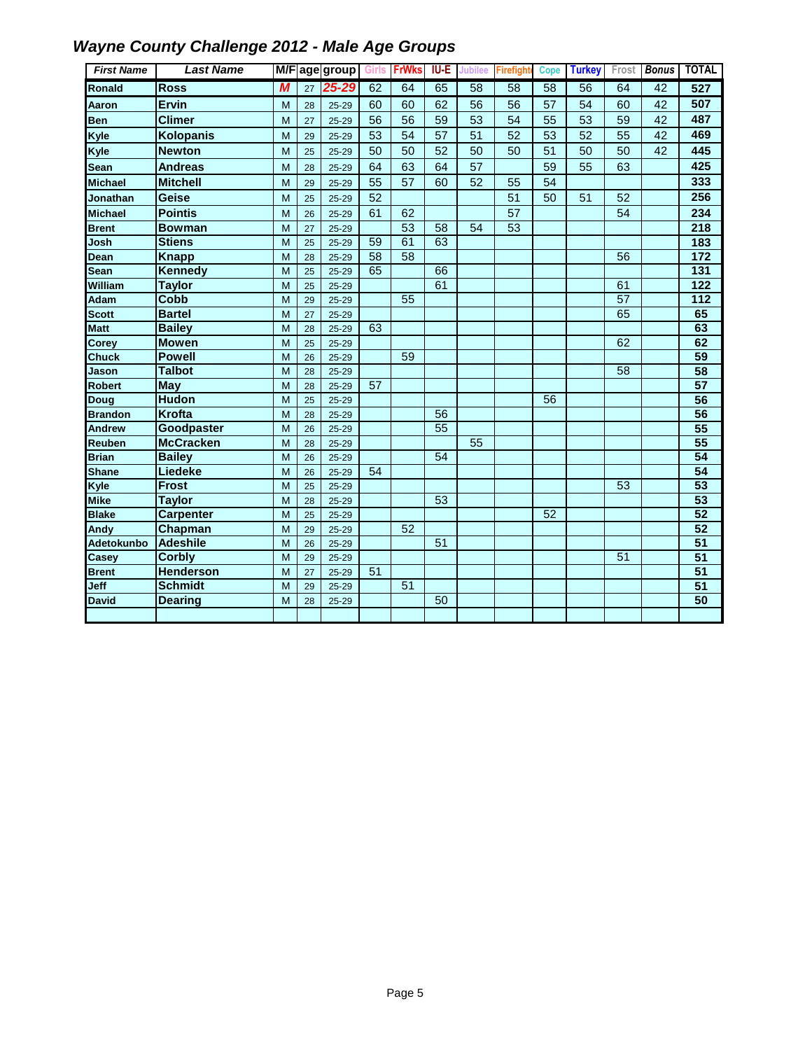## Wayne County Challenge 2012 - Male Age Groups

| First Name | Last Name | M/F | age | group | Girls | FrWks | IU-E | Jubilee | Firefight | Cope | Turkey | Frost | Bonus | TOTAL |
|---|---|---|---|---|---|---|---|---|---|---|---|---|---|---|
| Ronald | Ross | M | 27 | 25-29 | 62 | 64 | 65 | 58 | 58 | 58 | 56 | 64 | 42 | 527 |
| Aaron | Ervin | M | 28 | 25-29 | 60 | 60 | 62 | 56 | 56 | 57 | 54 | 60 | 42 | 507 |
| Ben | Climer | M | 27 | 25-29 | 56 | 56 | 59 | 53 | 54 | 55 | 53 | 59 | 42 | 487 |
| Kyle | Kolopanis | M | 29 | 25-29 | 53 | 54 | 57 | 51 | 52 | 53 | 52 | 55 | 42 | 469 |
| Kyle | Newton | M | 25 | 25-29 | 50 | 50 | 52 | 50 | 50 | 51 | 50 | 50 | 42 | 445 |
| Sean | Andreas | M | 28 | 25-29 | 64 | 63 | 64 | 57 | | 59 | 55 | 63 | | 425 |
| Michael | Mitchell | M | 29 | 25-29 | 55 | 57 | 60 | 52 | 55 | 54 | | | | 333 |
| Jonathan | Geise | M | 25 | 25-29 | 52 | | | | 51 | 50 | 51 | 52 | | 256 |
| Michael | Pointis | M | 26 | 25-29 | 61 | 62 | | | 57 | | | 54 | | 234 |
| Brent | Bowman | M | 27 | 25-29 | | 53 | 58 | 54 | 53 | | | | | 218 |
| Josh | Stiens | M | 25 | 25-29 | 59 | 61 | 63 | | | | | | | 183 |
| Dean | Knapp | M | 28 | 25-29 | 58 | 58 | | | | | | 56 | | 172 |
| Sean | Kennedy | M | 25 | 25-29 | 65 | | 66 | | | | | | | 131 |
| William | Taylor | M | 25 | 25-29 | | | 61 | | | | | 61 | | 122 |
| Adam | Cobb | M | 29 | 25-29 | | 55 | | | | | | 57 | | 112 |
| Scott | Bartel | M | 27 | 25-29 | | | | | | | | 65 | | 65 |
| Matt | Bailey | M | 28 | 25-29 | 63 | | | | | | | | | 63 |
| Corey | Mowen | M | 25 | 25-29 | | | | | | | | 62 | | 62 |
| Chuck | Powell | M | 26 | 25-29 | | 59 | | | | | | | | 59 |
| Jason | Talbot | M | 28 | 25-29 | | | | | | | | 58 | | 58 |
| Robert | May | M | 28 | 25-29 | 57 | | | | | | | | | 57 |
| Doug | Hudon | M | 25 | 25-29 | | | | | | 56 | | | | 56 |
| Brandon | Krofta | M | 28 | 25-29 | | | 56 | | | | | | | 56 |
| Andrew | Goodpaster | M | 26 | 25-29 | | | 55 | | | | | | | 55 |
| Reuben | McCracken | M | 28 | 25-29 | | | | 55 | | | | | | 55 |
| Brian | Bailey | M | 26 | 25-29 | | | 54 | | | | | | | 54 |
| Shane | Liedeke | M | 26 | 25-29 | 54 | | | | | | | | | 54 |
| Kyle | Frost | M | 25 | 25-29 | | | | | | | | 53 | | 53 |
| Mike | Taylor | M | 28 | 25-29 | | | 53 | | | | | | | 53 |
| Blake | Carpenter | M | 25 | 25-29 | | | | | | 52 | | | | 52 |
| Andy | Chapman | M | 29 | 25-29 | | 52 | | | | | | | | 52 |
| Adetokunbo | Adeshile | M | 26 | 25-29 | | | 51 | | | | | | | 51 |
| Casey | Corbly | M | 29 | 25-29 | | | | | | | | 51 | | 51 |
| Brent | Henderson | M | 27 | 25-29 | 51 | | | | | | | | | 51 |
| Jeff | Schmidt | M | 29 | 25-29 | | 51 | | | | | | | | 51 |
| David | Dearing | M | 28 | 25-29 | | | 50 | | | | | | | 50 |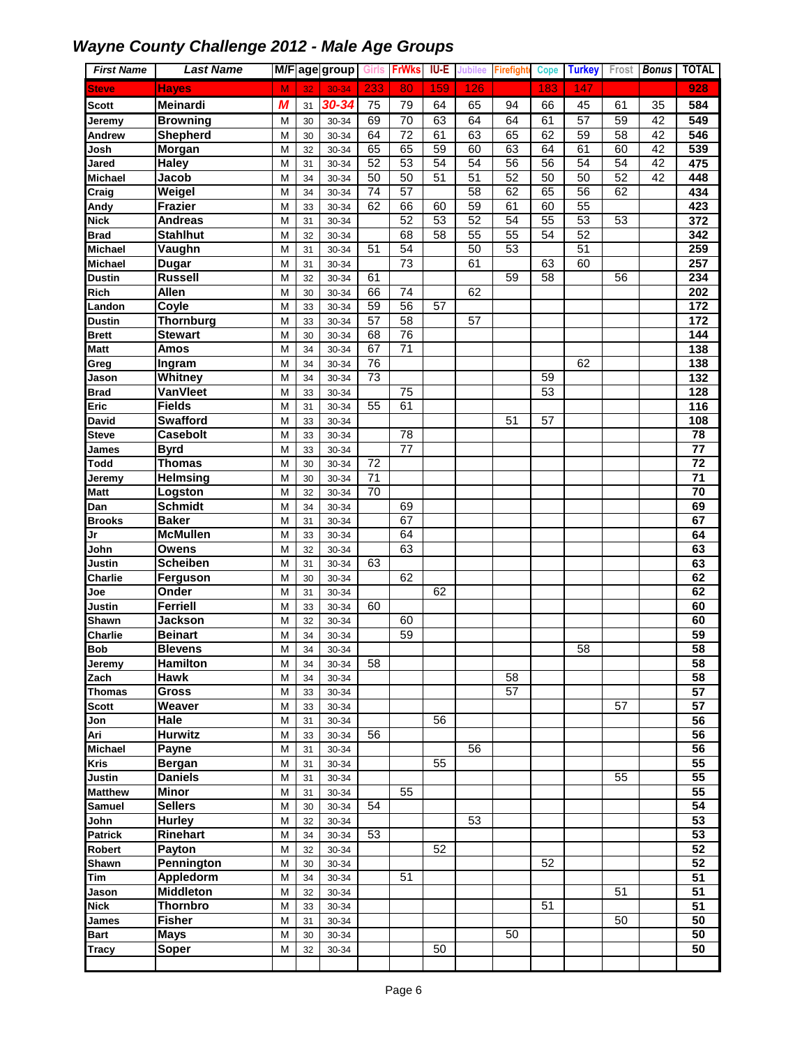## *Wayne County Challenge 2012 - Male Age Groups*

| First Name | Last Name | M/F | age | group | Girls | FrWks | IU-E | Jubilee | Firefight | Cope | Turkey | Frost | Bonus | TOTAL |
|---|---|---|---|---|---|---|---|---|---|---|---|---|---|---|
| Steve | Hayes | M | 32 | 30-34 | 233 | 80 | 159 | 126 | | 183 | 147 | | | 928 |
| Scott | Meinardi | M | 31 | 30-34 | 75 | 79 | 64 | 65 | 94 | 66 | 45 | 61 | 35 | 584 |
| Jeremy | Browning | M | 30 | 30-34 | 69 | 70 | 63 | 64 | 64 | 61 | 57 | 59 | 42 | 549 |
| Andrew | Shepherd | M | 30 | 30-34 | 64 | 72 | 61 | 63 | 65 | 62 | 59 | 58 | 42 | 546 |
| Josh | Morgan | M | 32 | 30-34 | 65 | 65 | 59 | 60 | 63 | 64 | 61 | 60 | 42 | 539 |
| Jared | Haley | M | 31 | 30-34 | 52 | 53 | 54 | 54 | 56 | 56 | 54 | 54 | 42 | 475 |
| Michael | Jacob | M | 34 | 30-34 | 50 | 50 | 51 | 51 | 52 | 50 | 50 | 52 | 42 | 448 |
| Craig | Weigel | M | 34 | 30-34 | 74 | 57 | | 58 | 62 | 65 | 56 | 62 | | 434 |
| Andy | Frazier | M | 33 | 30-34 | 62 | 66 | 60 | 59 | 61 | 60 | 55 | | | 423 |
| Nick | Andreas | M | 31 | 30-34 | | 52 | 53 | 52 | 54 | 55 | 53 | 53 | | 372 |
| Brad | Stahlhut | M | 32 | 30-34 | | 68 | 58 | 55 | 55 | 54 | 52 | | | 342 |
| Michael | Vaughn | M | 31 | 30-34 | 51 | 54 | | 50 | 53 | | 51 | | | 259 |
| Michael | Dugar | M | 31 | 30-34 | | 73 | | 61 | | 63 | 60 | | | 257 |
| Dustin | Russell | M | 32 | 30-34 | 61 | | | | 59 | 58 | | 56 | | 234 |
| Rich | Allen | M | 30 | 30-34 | 66 | 74 | | 62 | | | | | | 202 |
| Landon | Coyle | M | 33 | 30-34 | 59 | 56 | 57 | | | | | | | 172 |
| Dustin | Thornburg | M | 33 | 30-34 | 57 | 58 | | 57 | | | | | | 172 |
| Brett | Stewart | M | 30 | 30-34 | 68 | 76 | | | | | | | | 144 |
| Matt | Amos | M | 34 | 30-34 | 67 | 71 | | | | | | | | 138 |
| Greg | Ingram | M | 34 | 30-34 | 76 | | | | | | 62 | | | 138 |
| Jason | Whitney | M | 34 | 30-34 | 73 | | | | | 59 | | | | 132 |
| Brad | VanVleet | M | 33 | 30-34 | | 75 | | | | 53 | | | | 128 |
| Eric | Fields | M | 31 | 30-34 | 55 | 61 | | | | | | | | 116 |
| David | Swafford | M | 33 | 30-34 | | | | | 51 | 57 | | | | 108 |
| Steve | Casebolt | M | 33 | 30-34 | | 78 | | | | | | | | 78 |
| James | Byrd | M | 33 | 30-34 | | 77 | | | | | | | | 77 |
| Todd | Thomas | M | 30 | 30-34 | 72 | | | | | | | | | 72 |
| Jeremy | Helmsing | M | 30 | 30-34 | 71 | | | | | | | | | 71 |
| Matt | Logston | M | 32 | 30-34 | 70 | | | | | | | | | 70 |
| Dan | Schmidt | M | 34 | 30-34 | | 69 | | | | | | | | 69 |
| Brooks | Baker | M | 31 | 30-34 | | 67 | | | | | | | | 67 |
| Jr | McMullen | M | 33 | 30-34 | | 64 | | | | | | | | 64 |
| John | Owens | M | 32 | 30-34 | | 63 | | | | | | | | 63 |
| Justin | Scheiben | M | 31 | 30-34 | 63 | | | | | | | | | 63 |
| Charlie | Ferguson | M | 30 | 30-34 | | 62 | | | | | | | | 62 |
| Joe | Onder | M | 31 | 30-34 | | | 62 | | | | | | | 62 |
| Justin | Ferriell | M | 33 | 30-34 | 60 | | | | | | | | | 60 |
| Shawn | Jackson | M | 32 | 30-34 | | 60 | | | | | | | | 60 |
| Charlie | Beinart | M | 34 | 30-34 | | 59 | | | | | | | | 59 |
| Bob | Blevens | M | 34 | 30-34 | | | | | | | 58 | | | 58 |
| Jeremy | Hamilton | M | 34 | 30-34 | 58 | | | | | | | | | 58 |
| Zach | Hawk | M | 34 | 30-34 | | | | | 58 | | | | | 58 |
| Thomas | Gross | M | 33 | 30-34 | | | | | 57 | | | | | 57 |
| Scott | Weaver | M | 33 | 30-34 | | | | | | | | 57 | | 57 |
| Jon | Hale | M | 31 | 30-34 | | | 56 | | | | | | | 56 |
| Ari | Hurwitz | M | 33 | 30-34 | 56 | | | | | | | | | 56 |
| Michael | Payne | M | 31 | 30-34 | | | | 56 | | | | | | 56 |
| Kris | Bergan | M | 31 | 30-34 | | | 55 | | | | | | | 55 |
| Justin | Daniels | M | 31 | 30-34 | | | | | | | | 55 | | 55 |
| Matthew | Minor | M | 31 | 30-34 | | 55 | | | | | | | | 55 |
| Samuel | Sellers | M | 30 | 30-34 | 54 | | | | | | | | | 54 |
| John | Hurley | M | 32 | 30-34 | | | | 53 | | | | | | 53 |
| Patrick | Rinehart | M | 34 | 30-34 | 53 | | | | | | | | | 53 |
| Robert | Payton | M | 32 | 30-34 | | | 52 | | | | | | | 52 |
| Shawn | Pennington | M | 30 | 30-34 | | | | | | 52 | | | | 52 |
| Tim | Appledorm | M | 34 | 30-34 | | 51 | | | | | | | | 51 |
| Jason | Middleton | M | 32 | 30-34 | | | | | | | | 51 | | 51 |
| Nick | Thornbro | M | 33 | 30-34 | | | | | | 51 | | | | 51 |
| James | Fisher | M | 31 | 30-34 | | | | | | | | 50 | | 50 |
| Bart | Mays | M | 30 | 30-34 | | | | | 50 | | | | | 50 |
| Tracy | Soper | M | 32 | 30-34 | | | 50 | | | | | | | 50 |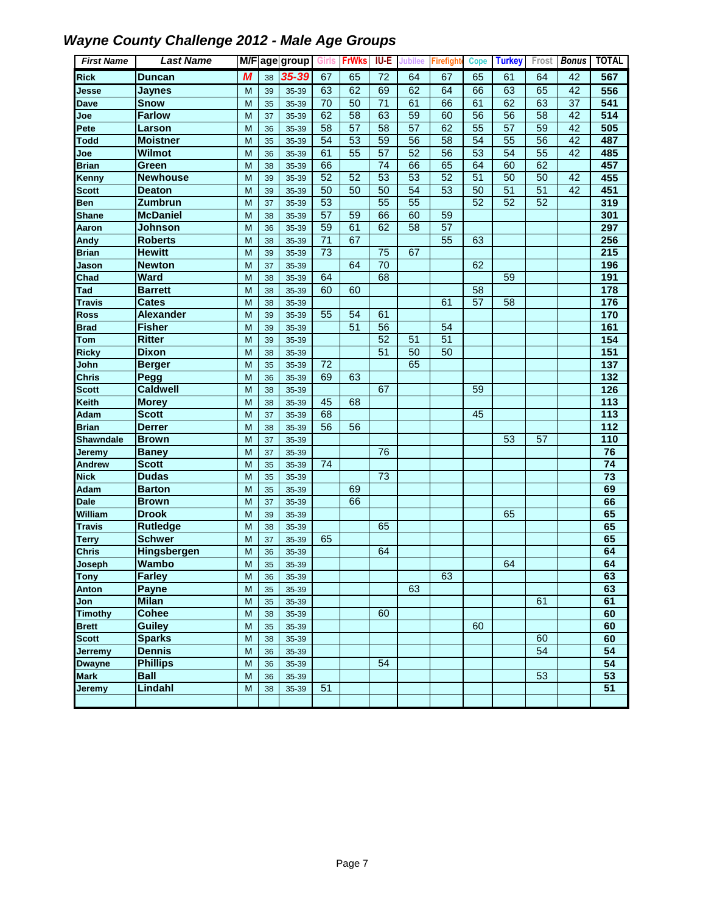# Wayne County Challenge 2012 - Male Age Groups

| First Name | Last Name | M/F | age | group | Girls | FrWks | IU-E | Jubilee | Firefight | Cope | Turkey | Frost | Bonus | TOTAL |
|---|---|---|---|---|---|---|---|---|---|---|---|---|---|---|
| Rick | Duncan | M | 38 | 35-39 | 67 | 65 | 72 | 64 | 67 | 65 | 61 | 64 | 42 | 567 |
| Jesse | Jaynes | M | 39 | 35-39 | 63 | 62 | 69 | 62 | 64 | 66 | 63 | 65 | 42 | 556 |
| Dave | Snow | M | 35 | 35-39 | 70 | 50 | 71 | 61 | 66 | 61 | 62 | 63 | 37 | 541 |
| Joe | Farlow | M | 37 | 35-39 | 62 | 58 | 63 | 59 | 60 | 56 | 56 | 58 | 42 | 514 |
| Pete | Larson | M | 36 | 35-39 | 58 | 57 | 58 | 57 | 62 | 55 | 57 | 59 | 42 | 505 |
| Todd | Moistner | M | 35 | 35-39 | 54 | 53 | 59 | 56 | 58 | 54 | 55 | 56 | 42 | 487 |
| Joe | Wilmot | M | 36 | 35-39 | 61 | 55 | 57 | 52 | 56 | 53 | 54 | 55 | 42 | 485 |
| Brian | Green | M | 38 | 35-39 | 66 | | 74 | 66 | 65 | 64 | 60 | 62 | | 457 |
| Kenny | Newhouse | M | 39 | 35-39 | 52 | 52 | 53 | 53 | 52 | 51 | 50 | 50 | 42 | 455 |
| Scott | Deaton | M | 39 | 35-39 | 50 | 50 | 50 | 54 | 53 | 50 | 51 | 51 | 42 | 451 |
| Ben | Zumbrun | M | 37 | 35-39 | 53 | | 55 | 55 | | 52 | 52 | 52 | | 319 |
| Shane | McDaniel | M | 38 | 35-39 | 57 | 59 | 66 | 60 | 59 | | | | | 301 |
| Aaron | Johnson | M | 36 | 35-39 | 59 | 61 | 62 | 58 | 57 | | | | | 297 |
| Andy | Roberts | M | 38 | 35-39 | 71 | 67 | | | 55 | 63 | | | | 256 |
| Brian | Hewitt | M | 39 | 35-39 | 73 | | 75 | 67 | | | | | | 215 |
| Jason | Newton | M | 37 | 35-39 | | 64 | 70 | | | 62 | | | | 196 |
| Chad | Ward | M | 38 | 35-39 | 64 | | 68 | | | | 59 | | | 191 |
| Tad | Barrett | M | 38 | 35-39 | 60 | 60 | | | | 58 | | | | 178 |
| Travis | Cates | M | 38 | 35-39 | | | | | 61 | 57 | 58 | | | 176 |
| Ross | Alexander | M | 39 | 35-39 | 55 | 54 | 61 | | | | | | | 170 |
| Brad | Fisher | M | 39 | 35-39 | | 51 | 56 | | 54 | | | | | 161 |
| Tom | Ritter | M | 39 | 35-39 | | | 52 | 51 | 51 | | | | | 154 |
| Ricky | Dixon | M | 38 | 35-39 | | | 51 | 50 | 50 | | | | | 151 |
| John | Berger | M | 35 | 35-39 | 72 | | | 65 | | | | | | 137 |
| Chris | Pegg | M | 36 | 35-39 | 69 | 63 | | | | | | | | 132 |
| Scott | Caldwell | M | 38 | 35-39 | | | 67 | | | 59 | | | | 126 |
| Keith | Morey | M | 38 | 35-39 | 45 | 68 | | | | | | | | 113 |
| Adam | Scott | M | 37 | 35-39 | 68 | | | | | 45 | | | | 113 |
| Brian | Derrer | M | 38 | 35-39 | 56 | 56 | | | | | | | | 112 |
| Shawndale | Brown | M | 37 | 35-39 | | | | | | | 53 | 57 | | 110 |
| Jeremy | Baney | M | 37 | 35-39 | | | 76 | | | | | | | 76 |
| Andrew | Scott | M | 35 | 35-39 | 74 | | | | | | | | | 74 |
| Nick | Dudas | M | 35 | 35-39 | | | 73 | | | | | | | 73 |
| Adam | Barton | M | 35 | 35-39 | | 69 | | | | | | | | 69 |
| Dale | Brown | M | 37 | 35-39 | | 66 | | | | | | | | 66 |
| William | Drook | M | 39 | 35-39 | | | | | | | 65 | | | 65 |
| Travis | Rutledge | M | 38 | 35-39 | | | 65 | | | | | | | 65 |
| Terry | Schwer | M | 37 | 35-39 | 65 | | | | | | | | | 65 |
| Chris | Hingsbergen | M | 36 | 35-39 | | | 64 | | | | | | | 64 |
| Joseph | Wambo | M | 35 | 35-39 | | | | | | | 64 | | | 64 |
| Tony | Farley | M | 36 | 35-39 | | | | | 63 | | | | | 63 |
| Anton | Payne | M | 35 | 35-39 | | | | 63 | | | | | | 63 |
| Jon | Milan | M | 35 | 35-39 | | | | | | | | 61 | | 61 |
| Timothy | Cohee | M | 38 | 35-39 | | | 60 | | | | | | | 60 |
| Brett | Guiley | M | 35 | 35-39 | | | | | | 60 | | | | 60 |
| Scott | Sparks | M | 38 | 35-39 | | | | | | | | 60 | | 60 |
| Jerremy | Dennis | M | 36 | 35-39 | | | | | | | | 54 | | 54 |
| Dwayne | Phillips | M | 36 | 35-39 | | | 54 | | | | | | | 54 |
| Mark | Ball | M | 36 | 35-39 | | | | | | | | 53 | | 53 |
| Jeremy | Lindahl | M | 38 | 35-39 | 51 | | | | | | | | | 51 |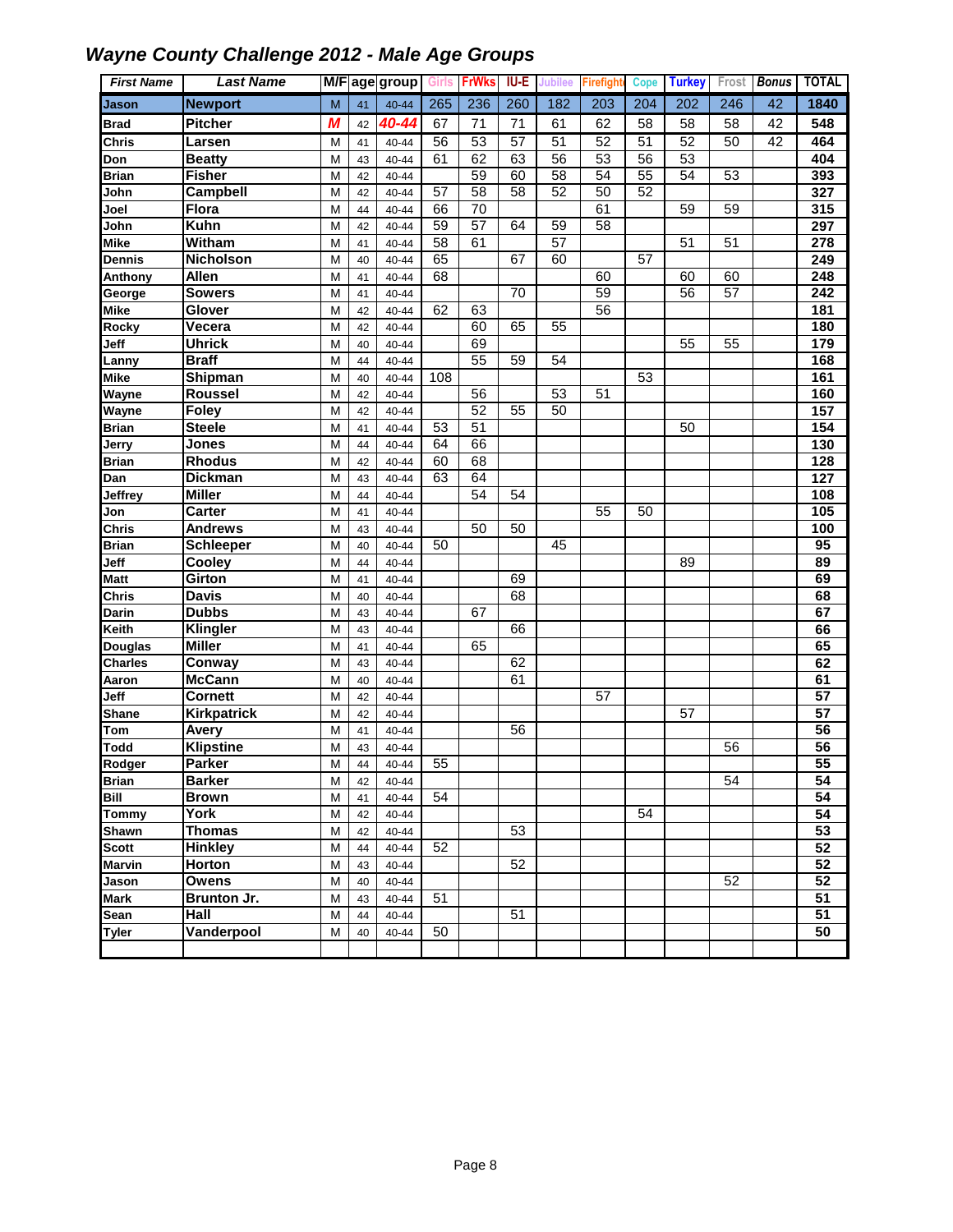# Wayne County Challenge 2012 - Male Age Groups

| First Name | Last Name | M/F | age | group | Girls | FrWks | IU-E | Jubilee | Firefight | Cope | Turkey | Frost | Bonus | TOTAL |
|---|---|---|---|---|---|---|---|---|---|---|---|---|---|---|
| Jason | Newport | M | 41 | 40-44 | 265 | 236 | 260 | 182 | 203 | 204 | 202 | 246 | 42 | 1840 |
| Brad | Pitcher | M | 42 | 40-44 | 67 | 71 | 71 | 61 | 62 | 58 | 58 | 58 | 42 | 548 |
| Chris | Larsen | M | 41 | 40-44 | 56 | 53 | 57 | 51 | 52 | 51 | 52 | 50 | 42 | 464 |
| Don | Beatty | M | 43 | 40-44 | 61 | 62 | 63 | 56 | 53 | 56 | 53 | | | 404 |
| Brian | Fisher | M | 42 | 40-44 | | 59 | 60 | 58 | 54 | 55 | 54 | 53 | | 393 |
| John | Campbell | M | 42 | 40-44 | 57 | 58 | 58 | 52 | 50 | 52 | | | | 327 |
| Joel | Flora | M | 44 | 40-44 | 66 | 70 | | | 61 | | 59 | 59 | | 315 |
| John | Kuhn | M | 42 | 40-44 | 59 | 57 | 64 | 59 | 58 | | | | | 297 |
| Mike | Witham | M | 41 | 40-44 | 58 | 61 | | 57 | | | 51 | 51 | | 278 |
| Dennis | Nicholson | M | 40 | 40-44 | 65 | | 67 | 60 | | 57 | | | | 249 |
| Anthony | Allen | M | 41 | 40-44 | 68 | | | | 60 | | 60 | 60 | | 248 |
| George | Sowers | M | 41 | 40-44 | | | 70 | | 59 | | 56 | 57 | | 242 |
| Mike | Glover | M | 42 | 40-44 | 62 | 63 | | | 56 | | | | | 181 |
| Rocky | Vecera | M | 42 | 40-44 | | 60 | 65 | 55 | | | | | | 180 |
| Jeff | Uhrick | M | 40 | 40-44 | | 69 | | | | | 55 | 55 | | 179 |
| Lanny | Braff | M | 44 | 40-44 | | 55 | 59 | 54 | | | | | | 168 |
| Mike | Shipman | M | 40 | 40-44 | 108 | | | | | 53 | | | | 161 |
| Wayne | Roussel | M | 42 | 40-44 | | 56 | | 53 | 51 | | | | | 160 |
| Wayne | Foley | M | 42 | 40-44 | | 52 | 55 | 50 | | | | | | 157 |
| Brian | Steele | M | 41 | 40-44 | 53 | 51 | | | | | 50 | | | 154 |
| Jerry | Jones | M | 44 | 40-44 | 64 | 66 | | | | | | | | 130 |
| Brian | Rhodus | M | 42 | 40-44 | 60 | 68 | | | | | | | | 128 |
| Dan | Dickman | M | 43 | 40-44 | 63 | 64 | | | | | | | | 127 |
| Jeffrey | Miller | M | 44 | 40-44 | | 54 | 54 | | | | | | | 108 |
| Jon | Carter | M | 41 | 40-44 | | | | | 55 | 50 | | | | 105 |
| Chris | Andrews | M | 43 | 40-44 | | 50 | 50 | | | | | | | 100 |
| Brian | Schleeper | M | 40 | 40-44 | 50 | | | 45 | | | | | | 95 |
| Jeff | Cooley | M | 44 | 40-44 | | | | | | | 89 | | | 89 |
| Matt | Girton | M | 41 | 40-44 | | | 69 | | | | | | | 69 |
| Chris | Davis | M | 40 | 40-44 | | | 68 | | | | | | | 68 |
| Darin | Dubbs | M | 43 | 40-44 | | 67 | | | | | | | | 67 |
| Keith | Klingler | M | 43 | 40-44 | | | 66 | | | | | | | 66 |
| Douglas | Miller | M | 41 | 40-44 | | 65 | | | | | | | | 65 |
| Charles | Conway | M | 43 | 40-44 | | | 62 | | | | | | | 62 |
| Aaron | McCann | M | 40 | 40-44 | | | 61 | | | | | | | 61 |
| Jeff | Cornett | M | 42 | 40-44 | | | | | 57 | | | | | 57 |
| Shane | Kirkpatrick | M | 42 | 40-44 | | | | | | | 57 | | | 57 |
| Tom | Avery | M | 41 | 40-44 | | | 56 | | | | | | | 56 |
| Todd | Klipstine | M | 43 | 40-44 | | | | | | | | 56 | | 56 |
| Rodger | Parker | M | 44 | 40-44 | 55 | | | | | | | | | 55 |
| Brian | Barker | M | 42 | 40-44 | | | | | | | | 54 | | 54 |
| Bill | Brown | M | 41 | 40-44 | 54 | | | | | | | | | 54 |
| Tommy | York | M | 42 | 40-44 | | | | | | 54 | | | | 54 |
| Shawn | Thomas | M | 42 | 40-44 | | | 53 | | | | | | | 53 |
| Scott | Hinkley | M | 44 | 40-44 | 52 | | | | | | | | | 52 |
| Marvin | Horton | M | 43 | 40-44 | | | 52 | | | | | | | 52 |
| Jason | Owens | M | 40 | 40-44 | | | | | | | | 52 | | 52 |
| Mark | Brunton Jr. | M | 43 | 40-44 | 51 | | | | | | | | | 51 |
| Sean | Hall | M | 44 | 40-44 | | | 51 | | | | | | | 51 |
| Tyler | Vanderpool | M | 40 | 40-44 | 50 | | | | | | | | | 50 |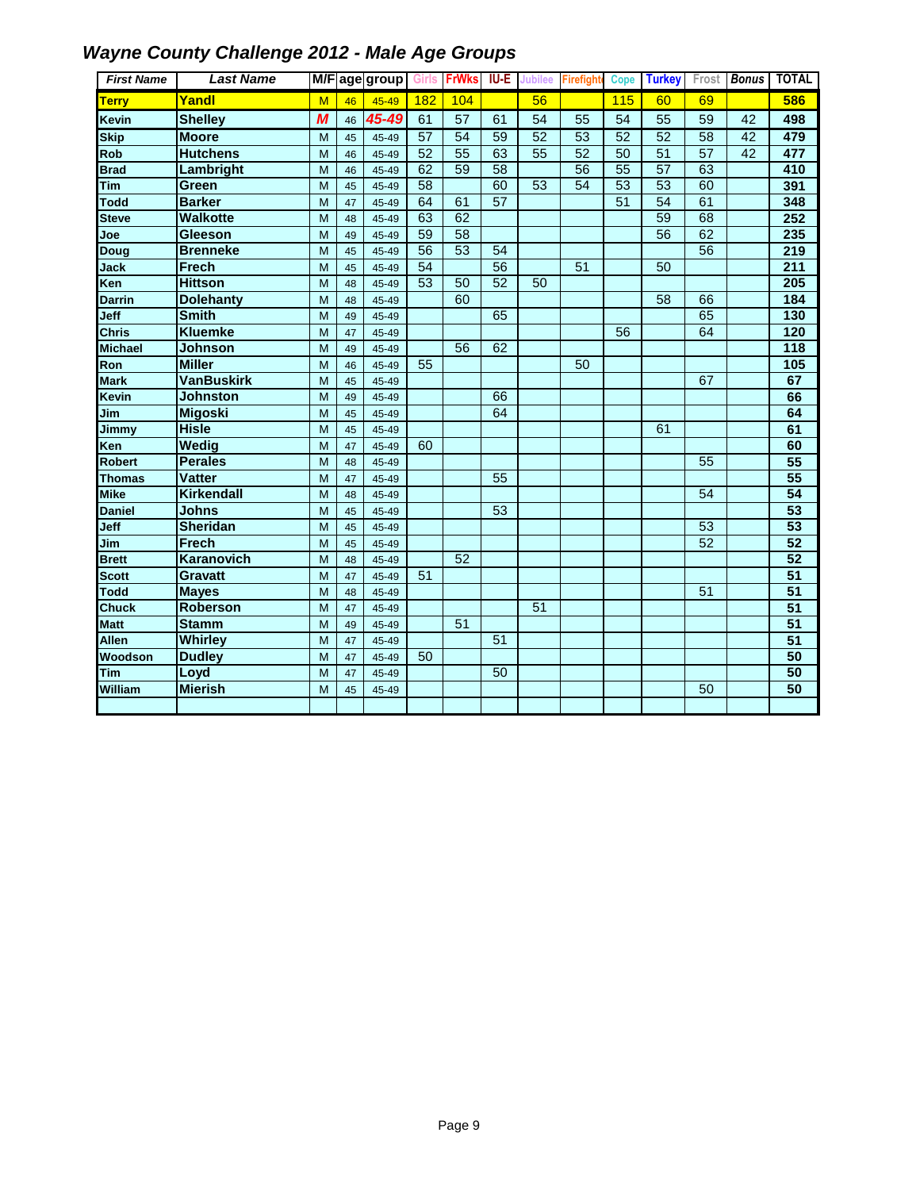## *Wayne County Challenge 2012 - Male Age Groups*

| *First Name* | *Last Name* | M/F | age | group | Girls | FrWks | IU-E | Jubilee | Firefight | Cope | Turkey | Frost | *Bonus* | TOTAL |
|---|---|---|---|---|---|---|---|---|---|---|---|---|---|---|
| Terry | Yandl | M | 46 | 45-49 | 182 | 104 | | 56 | | 115 | 60 | 69 | | 586 |
| Kevin | Shelley | M | 46 | 45-49 | 61 | 57 | 61 | 54 | 55 | 54 | 55 | 59 | 42 | 498 |
| Skip | Moore | M | 45 | 45-49 | 57 | 54 | 59 | 52 | 53 | 52 | 52 | 58 | 42 | 479 |
| Rob | Hutchens | M | 46 | 45-49 | 52 | 55 | 63 | 55 | 52 | 50 | 51 | 57 | 42 | 477 |
| Brad | Lambright | M | 46 | 45-49 | 62 | 59 | 58 | | 56 | 55 | 57 | 63 | | 410 |
| Tim | Green | M | 45 | 45-49 | 58 | | 60 | 53 | 54 | 53 | 53 | 60 | | 391 |
| Todd | Barker | M | 47 | 45-49 | 64 | 61 | 57 | | | 51 | 54 | 61 | | 348 |
| Steve | Walkotte | M | 48 | 45-49 | 63 | 62 | | | | | 59 | 68 | | 252 |
| Joe | Gleeson | M | 49 | 45-49 | 59 | 58 | | | | | 56 | 62 | | 235 |
| Doug | Brenneke | M | 45 | 45-49 | 56 | 53 | 54 | | | | | 56 | | 219 |
| Jack | Frech | M | 45 | 45-49 | 54 | | 56 | | 51 | | 50 | | | 211 |
| Ken | Hittson | M | 48 | 45-49 | 53 | 50 | 52 | 50 | | | | | | 205 |
| Darrin | Dolehanty | M | 48 | 45-49 | | 60 | | | | | 58 | 66 | | 184 |
| Jeff | Smith | M | 49 | 45-49 | | | 65 | | | | | 65 | | 130 |
| Chris | Kluemke | M | 47 | 45-49 | | | | | | 56 | | 64 | | 120 |
| Michael | Johnson | M | 49 | 45-49 | | 56 | 62 | | | | | | | 118 |
| Ron | Miller | M | 46 | 45-49 | 55 | | | | 50 | | | | | 105 |
| Mark | VanBuskirk | M | 45 | 45-49 | | | | | | | | 67 | | 67 |
| Kevin | Johnston | M | 49 | 45-49 | | | 66 | | | | | | | 66 |
| Jim | Migoski | M | 45 | 45-49 | | | 64 | | | | | | | 64 |
| Jimmy | Hisle | M | 45 | 45-49 | | | | | | | 61 | | | 61 |
| Ken | Wedig | M | 47 | 45-49 | 60 | | | | | | | | | 60 |
| Robert | Perales | M | 48 | 45-49 | | | | | | | | 55 | | 55 |
| Thomas | Vatter | M | 47 | 45-49 | | | 55 | | | | | | | 55 |
| Mike | Kirkendall | M | 48 | 45-49 | | | | | | | | 54 | | 54 |
| Daniel | Johns | M | 45 | 45-49 | | | 53 | | | | | | | 53 |
| Jeff | Sheridan | M | 45 | 45-49 | | | | | | | | 53 | | 53 |
| Jim | Frech | M | 45 | 45-49 | | | | | | | | 52 | | 52 |
| Brett | Karanovich | M | 48 | 45-49 | | 52 | | | | | | | | 52 |
| Scott | Gravatt | M | 47 | 45-49 | 51 | | | | | | | | | 51 |
| Todd | Mayes | M | 48 | 45-49 | | | | | | | | 51 | | 51 |
| Chuck | Roberson | M | 47 | 45-49 | | | | 51 | | | | | | 51 |
| Matt | Stamm | M | 49 | 45-49 | | 51 | | | | | | | | 51 |
| Allen | Whirley | M | 47 | 45-49 | | | 51 | | | | | | | 51 |
| Woodson | Dudley | M | 47 | 45-49 | 50 | | | | | | | | | 50 |
| Tim | Loyd | M | 47 | 45-49 | | | 50 | | | | | | | 50 |
| William | Mierish | M | 45 | 45-49 | | | | | | | | 50 | | 50 |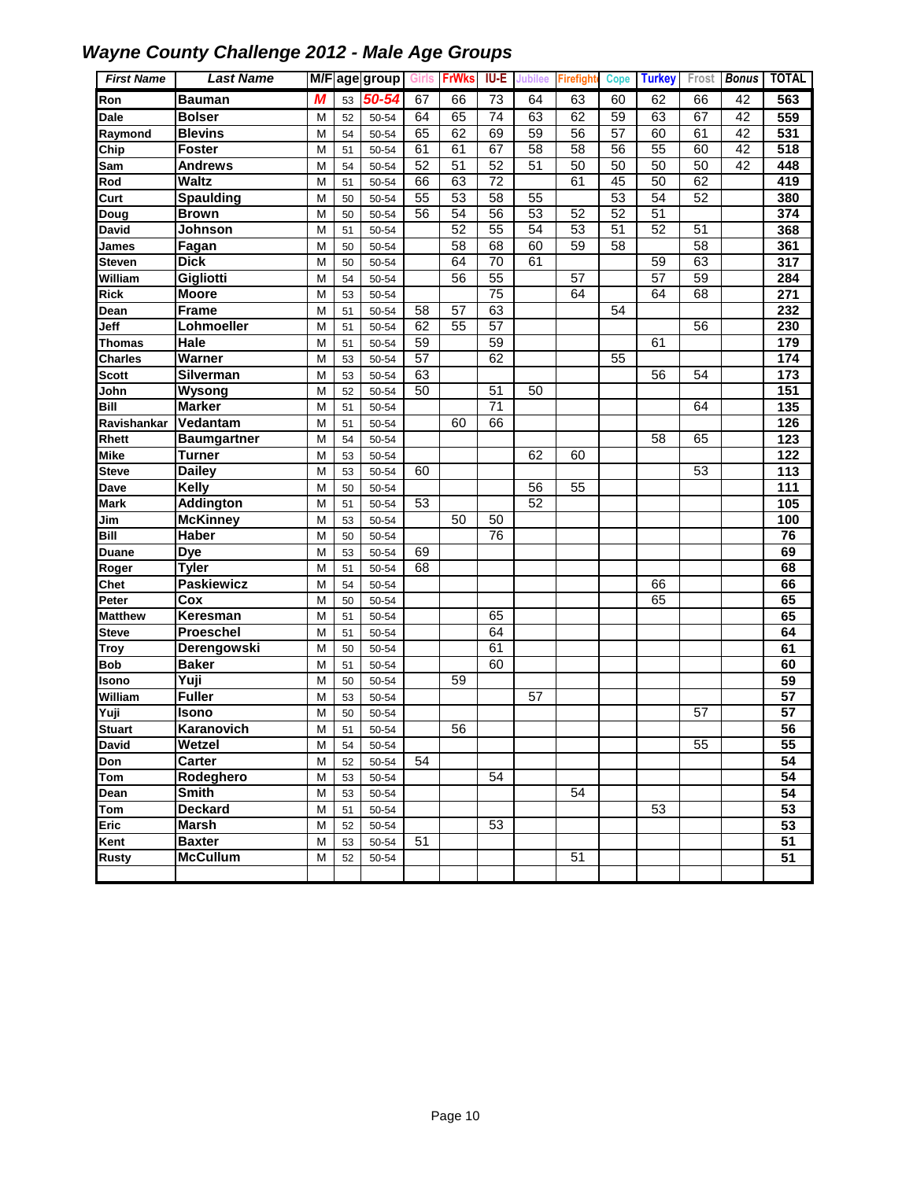# Wayne County Challenge 2012 - Male Age Groups

| First Name | Last Name | M/F | age | group | Girls | FrWks | IU-E | Jubilee | Firefight | Cope | Turkey | Frost | Bonus | TOTAL |
|---|---|---|---|---|---|---|---|---|---|---|---|---|---|---|
| Ron | Bauman | M | 53 | 50-54 | 67 | 66 | 73 | 64 | 63 | 60 | 62 | 66 | 42 | 563 |
| Dale | Bolser | M | 52 | 50-54 | 64 | 65 | 74 | 63 | 62 | 59 | 63 | 67 | 42 | 559 |
| Raymond | Blevins | M | 54 | 50-54 | 65 | 62 | 69 | 59 | 56 | 57 | 60 | 61 | 42 | 531 |
| Chip | Foster | M | 51 | 50-54 | 61 | 61 | 67 | 58 | 58 | 56 | 55 | 60 | 42 | 518 |
| Sam | Andrews | M | 54 | 50-54 | 52 | 51 | 52 | 51 | 50 | 50 | 50 | 50 | 42 | 448 |
| Rod | Waltz | M | 51 | 50-54 | 66 | 63 | 72 | | 61 | 45 | 50 | 62 | | 419 |
| Curt | Spaulding | M | 50 | 50-54 | 55 | 53 | 58 | 55 | | 53 | 54 | 52 | | 380 |
| Doug | Brown | M | 50 | 50-54 | 56 | 54 | 56 | 53 | 52 | 52 | 51 | | | 374 |
| David | Johnson | M | 51 | 50-54 | | 52 | 55 | 54 | 53 | 51 | 52 | 51 | | 368 |
| James | Fagan | M | 50 | 50-54 | | 58 | 68 | 60 | 59 | 58 | | 58 | | 361 |
| Steven | Dick | M | 50 | 50-54 | | 64 | 70 | 61 | | | 59 | 63 | | 317 |
| William | Gigliotti | M | 54 | 50-54 | | 56 | 55 | | 57 | | 57 | 59 | | 284 |
| Rick | Moore | M | 53 | 50-54 | | | 75 | | 64 | | 64 | 68 | | 271 |
| Dean | Frame | M | 51 | 50-54 | 58 | 57 | 63 | | | 54 | | | | 232 |
| Jeff | Lohmoeller | M | 51 | 50-54 | 62 | 55 | 57 | | | | | 56 | | 230 |
| Thomas | Hale | M | 51 | 50-54 | 59 | | 59 | | | | 61 | | | 179 |
| Charles | Warner | M | 53 | 50-54 | 57 | | 62 | | | 55 | | | | 174 |
| Scott | Silverman | M | 53 | 50-54 | 63 | | | | | | 56 | 54 | | 173 |
| John | Wysong | M | 52 | 50-54 | 50 | | 51 | 50 | | | | | | 151 |
| Bill | Marker | M | 51 | 50-54 | | | 71 | | | | | 64 | | 135 |
| Ravishankar | Vedantam | M | 51 | 50-54 | | 60 | 66 | | | | | | | 126 |
| Rhett | Baumgartner | M | 54 | 50-54 | | | | | | | 58 | 65 | | 123 |
| Mike | Turner | M | 53 | 50-54 | | | | 62 | 60 | | | | | 122 |
| Steve | Dailey | M | 53 | 50-54 | 60 | | | | | | | 53 | | 113 |
| Dave | Kelly | M | 50 | 50-54 | | | | 56 | 55 | | | | | 111 |
| Mark | Addington | M | 51 | 50-54 | 53 | | | 52 | | | | | | 105 |
| Jim | McKinney | M | 53 | 50-54 | | 50 | 50 | | | | | | | 100 |
| Bill | Haber | M | 50 | 50-54 | | | 76 | | | | | | | 76 |
| Duane | Dye | M | 53 | 50-54 | 69 | | | | | | | | | 69 |
| Roger | Tyler | M | 51 | 50-54 | 68 | | | | | | | | | 68 |
| Chet | Paskiewicz | M | 54 | 50-54 | | | | | | | 66 | | | 66 |
| Peter | Cox | M | 50 | 50-54 | | | | | | | 65 | | | 65 |
| Matthew | Keresman | M | 51 | 50-54 | | | 65 | | | | | | | 65 |
| Steve | Proeschel | M | 51 | 50-54 | | | 64 | | | | | | | 64 |
| Troy | Derengowski | M | 50 | 50-54 | | | 61 | | | | | | | 61 |
| Bob | Baker | M | 51 | 50-54 | | | 60 | | | | | | | 60 |
| Isono | Yuji | M | 50 | 50-54 | | 59 | | | | | | | | 59 |
| William | Fuller | M | 53 | 50-54 | | | | 57 | | | | | | 57 |
| Yuji | Isono | M | 50 | 50-54 | | | | | | | | 57 | | 57 |
| Stuart | Karanovich | M | 51 | 50-54 | | 56 | | | | | | | | 56 |
| David | Wetzel | M | 54 | 50-54 | | | | | | | | 55 | | 55 |
| Don | Carter | M | 52 | 50-54 | 54 | | | | | | | | | 54 |
| Tom | Rodeghero | M | 53 | 50-54 | | | 54 | | | | | | | 54 |
| Dean | Smith | M | 53 | 50-54 | | | | | 54 | | | | | 54 |
| Tom | Deckard | M | 51 | 50-54 | | | | | | | 53 | | | 53 |
| Eric | Marsh | M | 52 | 50-54 | | | 53 | | | | | | | 53 |
| Kent | Baxter | M | 53 | 50-54 | 51 | | | | | | | | | 51 |
| Rusty | McCullum | M | 52 | 50-54 | | | | | 51 | | | | | 51 |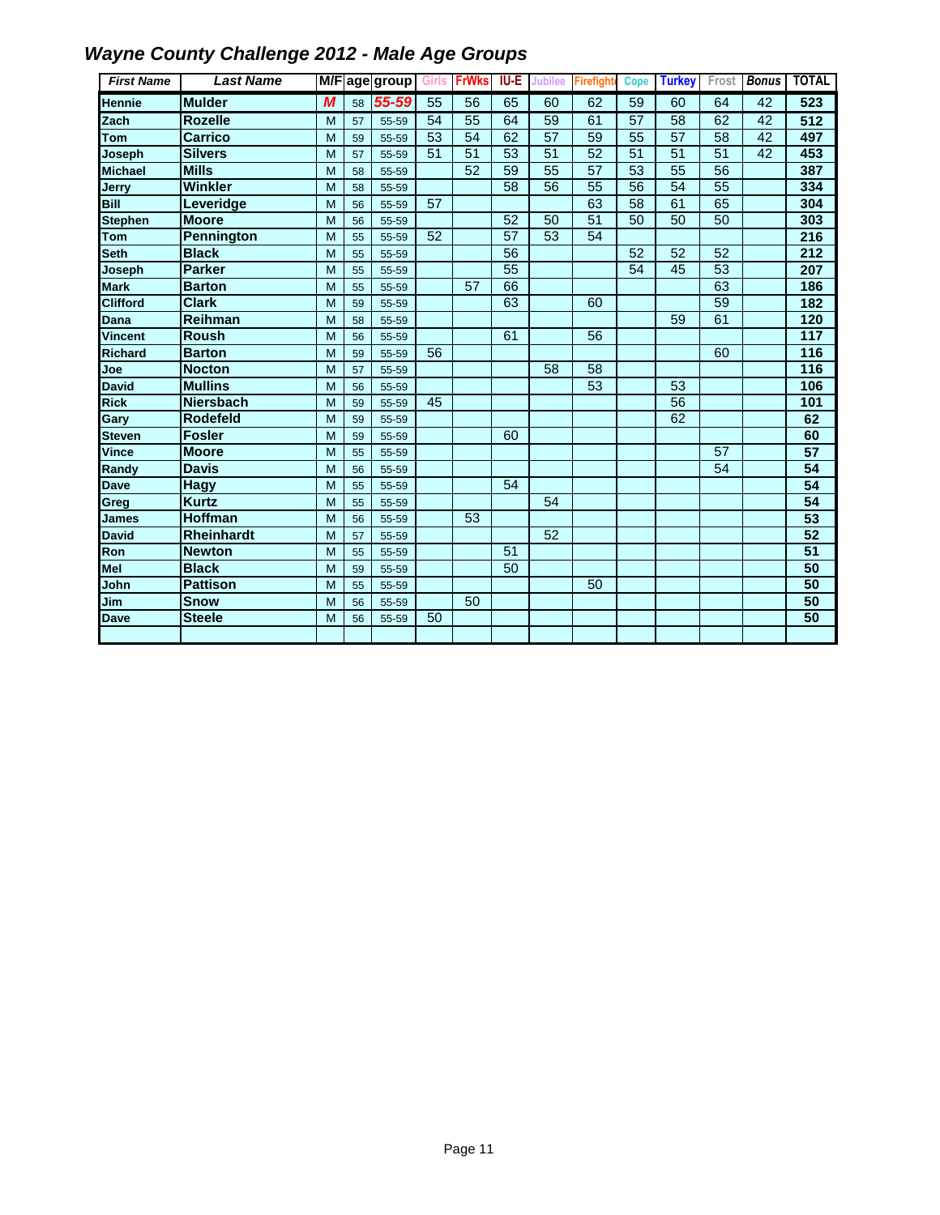## *Wayne County Challenge 2012 - Male Age Groups*

| First Name | Last Name | M/F | age | group | Girls | FrWks | IU-E | Jubilee | Firefight | Cope | Turkey | Frost | Bonus | TOTAL |
|---|---|---|---|---|---|---|---|---|---|---|---|---|---|---|
| Hennie | Mulder | M | 58 | 55-59 | 55 | 56 | 65 | 60 | 62 | 59 | 60 | 64 | 42 | 523 |
| Zach | Rozelle | M | 57 | 55-59 | 54 | 55 | 64 | 59 | 61 | 57 | 58 | 62 | 42 | 512 |
| Tom | Carrico | M | 59 | 55-59 | 53 | 54 | 62 | 57 | 59 | 55 | 57 | 58 | 42 | 497 |
| Joseph | Silvers | M | 57 | 55-59 | 51 | 51 | 53 | 51 | 52 | 51 | 51 | 51 | 42 | 453 |
| Michael | Mills | M | 58 | 55-59 | | 52 | 59 | 55 | 57 | 53 | 55 | 56 | | 387 |
| Jerry | Winkler | M | 58 | 55-59 | | | 58 | 56 | 55 | 56 | 54 | 55 | | 334 |
| Bill | Leveridge | M | 56 | 55-59 | 57 | | | | 63 | 58 | 61 | 65 | | 304 |
| Stephen | Moore | M | 56 | 55-59 | | | 52 | 50 | 51 | 50 | 50 | 50 | | 303 |
| Tom | Pennington | M | 55 | 55-59 | 52 | | 57 | 53 | 54 | | | | | 216 |
| Seth | Black | M | 55 | 55-59 | | | 56 | | | 52 | 52 | 52 | | 212 |
| Joseph | Parker | M | 55 | 55-59 | | | 55 | | | 54 | 45 | 53 | | 207 |
| Mark | Barton | M | 55 | 55-59 | | 57 | 66 | | | | | 63 | | 186 |
| Clifford | Clark | M | 59 | 55-59 | | | 63 | | 60 | | | 59 | | 182 |
| Dana | Reihman | M | 58 | 55-59 | | | | | | | 59 | 61 | | 120 |
| Vincent | Roush | M | 56 | 55-59 | | | 61 | | 56 | | | | | 117 |
| Richard | Barton | M | 59 | 55-59 | 56 | | | | | | | 60 | | 116 |
| Joe | Nocton | M | 57 | 55-59 | | | | 58 | 58 | | | | | 116 |
| David | Mullins | M | 56 | 55-59 | | | | | 53 | | 53 | | | 106 |
| Rick | Niersbach | M | 59 | 55-59 | 45 | | | | | | 56 | | | 101 |
| Gary | Rodefeld | M | 59 | 55-59 | | | | | | | 62 | | | 62 |
| Steven | Fosler | M | 59 | 55-59 | | | 60 | | | | | | | 60 |
| Vince | Moore | M | 55 | 55-59 | | | | | | | | 57 | | 57 |
| Randy | Davis | M | 56 | 55-59 | | | | | | | | 54 | | 54 |
| Dave | Hagy | M | 55 | 55-59 | | | 54 | | | | | | | 54 |
| Greg | Kurtz | M | 55 | 55-59 | | | | 54 | | | | | | 54 |
| James | Hoffman | M | 56 | 55-59 | | 53 | | | | | | | | 53 |
| David | Rheinhardt | M | 57 | 55-59 | | | | 52 | | | | | | 52 |
| Ron | Newton | M | 55 | 55-59 | | | 51 | | | | | | | 51 |
| Mel | Black | M | 59 | 55-59 | | | 50 | | | | | | | 50 |
| John | Pattison | M | 55 | 55-59 | | | | | 50 | | | | | 50 |
| Jim | Snow | M | 56 | 55-59 | | 50 | | | | | | | | 50 |
| Dave | Steele | M | 56 | 55-59 | 50 | | | | | | | | | 50 |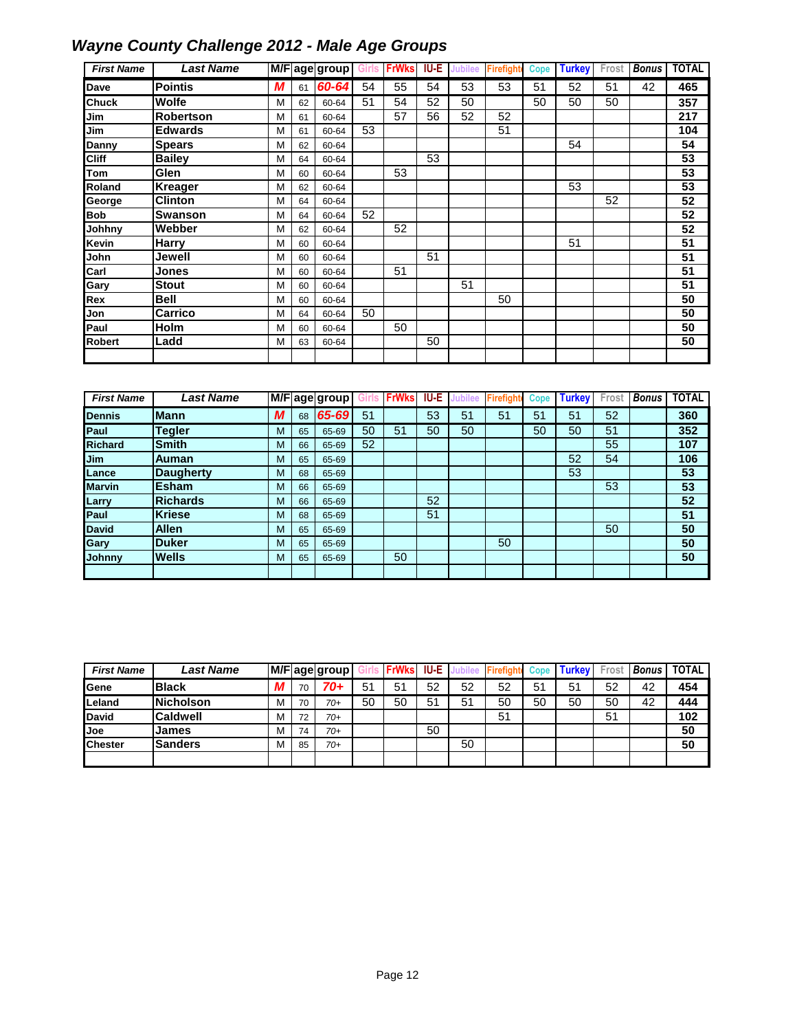# *Wayne County Challenge 2012 - Male Age Groups*

| First Name | Last Name | M/F | age | group | Girls | FrWks | IU-E | Jubilee | Firefight | Cope | Turkey | Frost | Bonus | TOTAL |
|---|---|---|---|---|---|---|---|---|---|---|---|---|---|---|
| Dave | Pointis | M | 61 | 60-64 | 54 | 55 | 54 | 53 | 53 | 51 | 52 | 51 | 42 | 465 |
| Chuck | Wolfe | M | 62 | 60-64 | 51 | 54 | 52 | 50 | | 50 | 50 | 50 | | 357 |
| Jim | Robertson | M | 61 | 60-64 | | 57 | 56 | 52 | 52 | | | | | 217 |
| Jim | Edwards | M | 61 | 60-64 | 53 | | | | 51 | | | | | 104 |
| Danny | Spears | M | 62 | 60-64 | | | | | | | 54 | | | 54 |
| Cliff | Bailey | M | 64 | 60-64 | | | 53 | | | | | | | 53 |
| Tom | Glen | M | 60 | 60-64 | | 53 | | | | | | | | 53 |
| Roland | Kreager | M | 62 | 60-64 | | | | | | | 53 | | | 53 |
| George | Clinton | M | 64 | 60-64 | | | | | | | | 52 | | 52 |
| Bob | Swanson | M | 64 | 60-64 | 52 | | | | | | | | | 52 |
| Johhny | Webber | M | 62 | 60-64 | | 52 | | | | | | | | 52 |
| Kevin | Harry | M | 60 | 60-64 | | | | | | | 51 | | | 51 |
| John | Jewell | M | 60 | 60-64 | | | 51 | | | | | | | 51 |
| Carl | Jones | M | 60 | 60-64 | | 51 | | | | | | | | 51 |
| Gary | Stout | M | 60 | 60-64 | | | | 51 | | | | | | 51 |
| Rex | Bell | M | 60 | 60-64 | | | | | 50 | | | | | 50 |
| Jon | Carrico | M | 64 | 60-64 | 50 | | | | | | | | | 50 |
| Paul | Holm | M | 60 | 60-64 | | 50 | | | | | | | | 50 |
| Robert | Ladd | M | 63 | 60-64 | | | 50 | | | | | | | 50 |

| First Name | Last Name | M/F | age | group | Girls | FrWks | IU-E | Jubilee | Firefight | Cope | Turkey | Frost | Bonus | TOTAL |
|---|---|---|---|---|---|---|---|---|---|---|---|---|---|---|
| Dennis | Mann | M | 68 | 65-69 | 51 | | 53 | 51 | 51 | 51 | 51 | 52 | | 360 |
| Paul | Tegler | M | 65 | 65-69 | 50 | 51 | 50 | 50 | | 50 | 50 | 51 | | 352 |
| Richard | Smith | M | 66 | 65-69 | 52 | | | | | | | 55 | | 107 |
| Jim | Auman | M | 65 | 65-69 | | | | | | | 52 | 54 | | 106 |
| Lance | Daugherty | M | 68 | 65-69 | | | | | | | 53 | | | 53 |
| Marvin | Esham | M | 66 | 65-69 | | | | | | | | 53 | | 53 |
| Larry | Richards | M | 66 | 65-69 | | | 52 | | | | | | | 52 |
| Paul | Kriese | M | 68 | 65-69 | | | 51 | | | | | | | 51 |
| David | Allen | M | 65 | 65-69 | | | | | | | | 50 | | 50 |
| Gary | Duker | M | 65 | 65-69 | | | | | 50 | | | | | 50 |
| Johnny | Wells | M | 65 | 65-69 | | 50 | | | | | | | | 50 |

| First Name | Last Name | M/F | age | group | Girls | FrWks | IU-E | Jubilee | Firefight | Cope | Turkey | Frost | Bonus | TOTAL |
|---|---|---|---|---|---|---|---|---|---|---|---|---|---|---|
| Gene | Black | M | 70 | 70+ | 51 | 51 | 52 | 52 | 52 | 51 | 51 | 52 | 42 | 454 |
| Leland | Nicholson | M | 70 | 70+ | 50 | 50 | 51 | 51 | 50 | 50 | 50 | 50 | 42 | 444 |
| David | Caldwell | M | 72 | 70+ | | | | | 51 | | | 51 | | 102 |
| Joe | James | M | 74 | 70+ | | | 50 | | | | | | | 50 |
| Chester | Sanders | M | 85 | 70+ | | | | 50 | | | | | | 50 |